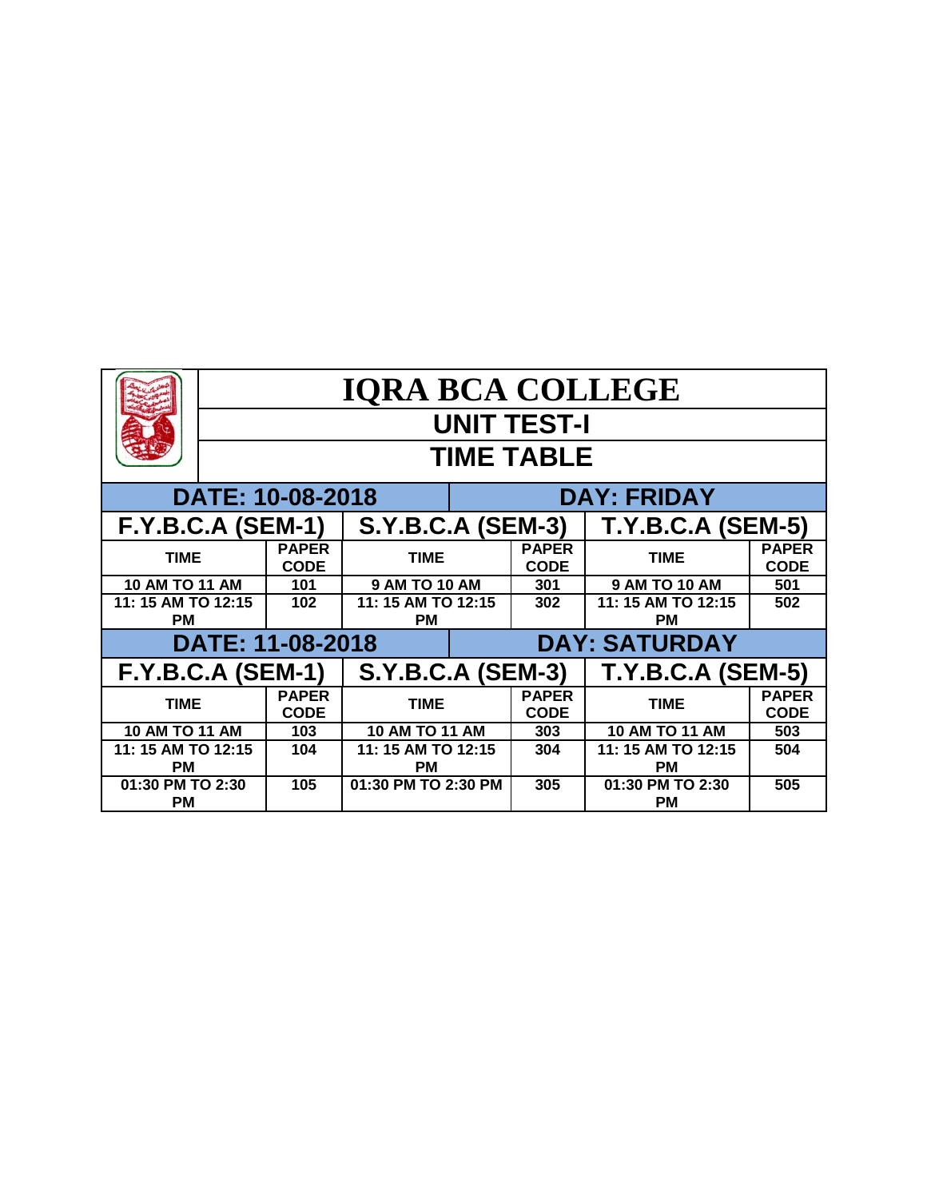# IQRA BCA COLLEGE

## UNIT TEST-I

## TIME TABLE

| DATE: 10-08-2018 | | | DAY: FRIDAY | | |
|---|---|---|---|---|---|
| **F.Y.B.C.A (SEM-1)** | | **S.Y.B.C.A (SEM-3)** | | **T.Y.B.C.A (SEM-5)** | |
| **TIME** | **PAPER CODE** | **TIME** | **PAPER CODE** | **TIME** | **PAPER CODE** |
| 10 AM TO 11 AM | 101 | 9 AM TO 10 AM | 301 | 9 AM TO 10 AM | 501 |
| 11: 15 AM TO 12:15 PM | 102 | 11: 15 AM TO 12:15 PM | 302 | 11: 15 AM TO 12:15 PM | 502 |

| DATE: 11-08-2018 | | | DAY: SATURDAY | | |
|---|---|---|---|---|---|
| **F.Y.B.C.A (SEM-1)** | | **S.Y.B.C.A (SEM-3)** | | **T.Y.B.C.A (SEM-5)** | |
| **TIME** | **PAPER CODE** | **TIME** | **PAPER CODE** | **TIME** | **PAPER CODE** |
| 10 AM TO 11 AM | 103 | 10 AM TO 11 AM | 303 | 10 AM TO 11 AM | 503 |
| 11: 15 AM TO 12:15 PM | 104 | 11: 15 AM TO 12:15 PM | 304 | 11: 15 AM TO 12:15 PM | 504 |
| 01:30 PM TO 2:30 PM | 105 | 01:30 PM TO 2:30 PM | 305 | 01:30 PM TO 2:30 PM | 505 |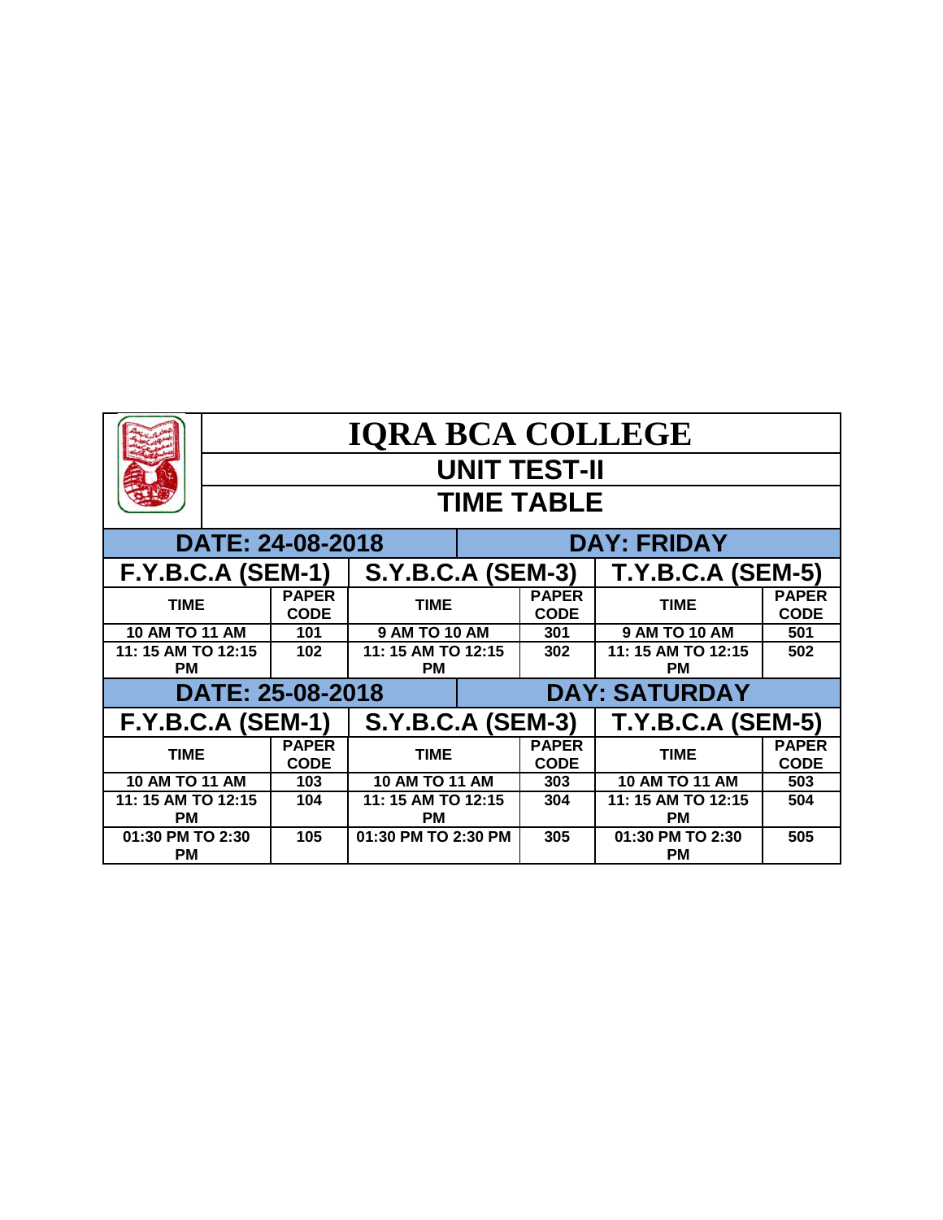# IQRA BCA COLLEGE

## UNIT TEST-II

## TIME TABLE

| DATE: 24-08-2018 | | | DAY: FRIDAY | | |
|---|---|---|---|---|---|
| **F.Y.B.C.A (SEM-1)** | | **S.Y.B.C.A (SEM-3)** | | **T.Y.B.C.A (SEM-5)** | |
| **TIME** | **PAPER CODE** | **TIME** | **PAPER CODE** | **TIME** | **PAPER CODE** |
| 10 AM TO 11 AM | 101 | 9 AM TO 10 AM | 301 | 9 AM TO 10 AM | 501 |
| 11: 15 AM TO 12:15 PM | 102 | 11: 15 AM TO 12:15 PM | 302 | 11: 15 AM TO 12:15 PM | 502 |

| DATE: 25-08-2018 | | | DAY: SATURDAY | | |
|---|---|---|---|---|---|
| **F.Y.B.C.A (SEM-1)** | | **S.Y.B.C.A (SEM-3)** | | **T.Y.B.C.A (SEM-5)** | |
| **TIME** | **PAPER CODE** | **TIME** | **PAPER CODE** | **TIME** | **PAPER CODE** |
| 10 AM TO 11 AM | 103 | 10 AM TO 11 AM | 303 | 10 AM TO 11 AM | 503 |
| 11: 15 AM TO 12:15 PM | 104 | 11: 15 AM TO 12:15 PM | 304 | 11: 15 AM TO 12:15 PM | 504 |
| 01:30 PM TO 2:30 PM | 105 | 01:30 PM TO 2:30 PM | 305 | 01:30 PM TO 2:30 PM | 505 |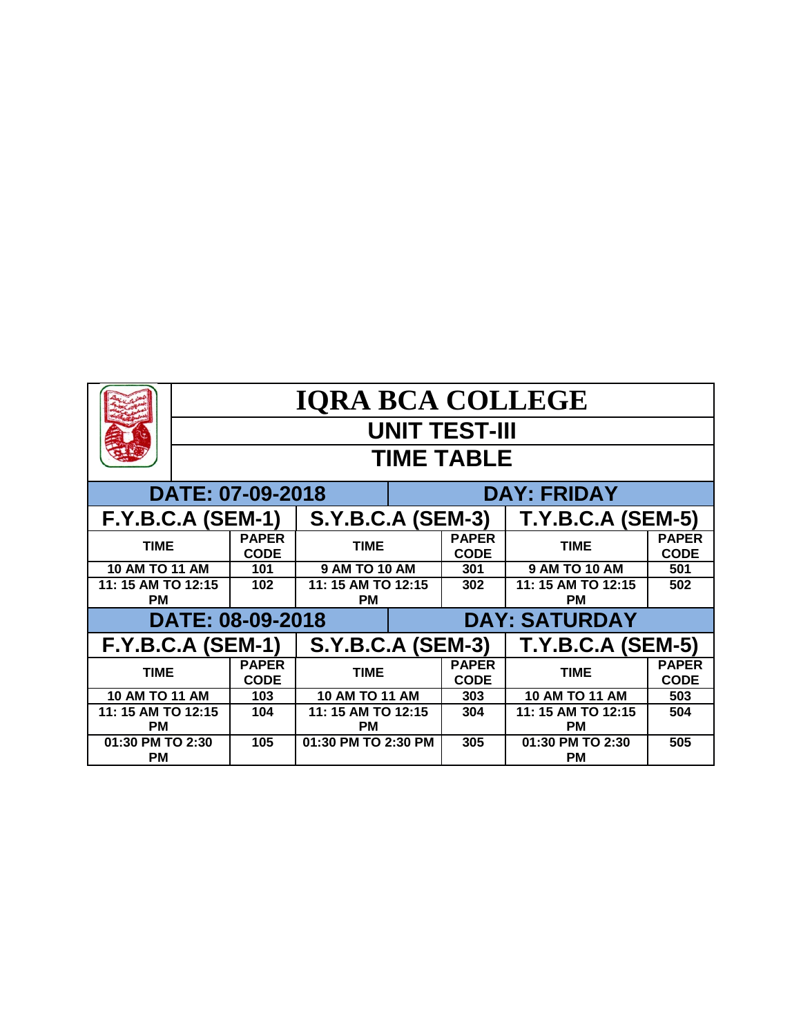# IQRA BCA COLLEGE

## UNIT TEST-III

## TIME TABLE

| DATE: 07-09-2018 | | | DAY: FRIDAY | | |
|---|---|---|---|---|---|
| F.Y.B.C.A (SEM-1) | | S.Y.B.C.A (SEM-3) | | T.Y.B.C.A (SEM-5) | |
| TIME | PAPER CODE | TIME | PAPER CODE | TIME | PAPER CODE |
| 10 AM TO 11 AM | 101 | 9 AM TO 10 AM | 301 | 9 AM TO 10 AM | 501 |
| 11: 15 AM TO 12:15 PM | 102 | 11: 15 AM TO 12:15 PM | 302 | 11: 15 AM TO 12:15 PM | 502 |
| **DATE: 08-09-2018** | | | **DAY: SATURDAY** | | |
| F.Y.B.C.A (SEM-1) | | S.Y.B.C.A (SEM-3) | | T.Y.B.C.A (SEM-5) | |
| TIME | PAPER CODE | TIME | PAPER CODE | TIME | PAPER CODE |
| 10 AM TO 11 AM | 103 | 10 AM TO 11 AM | 303 | 10 AM TO 11 AM | 503 |
| 11: 15 AM TO 12:15 PM | 104 | 11: 15 AM TO 12:15 PM | 304 | 11: 15 AM TO 12:15 PM | 504 |
| 01:30 PM TO 2:30 PM | 105 | 01:30 PM TO 2:30 PM | 305 | 01:30 PM TO 2:30 PM | 505 |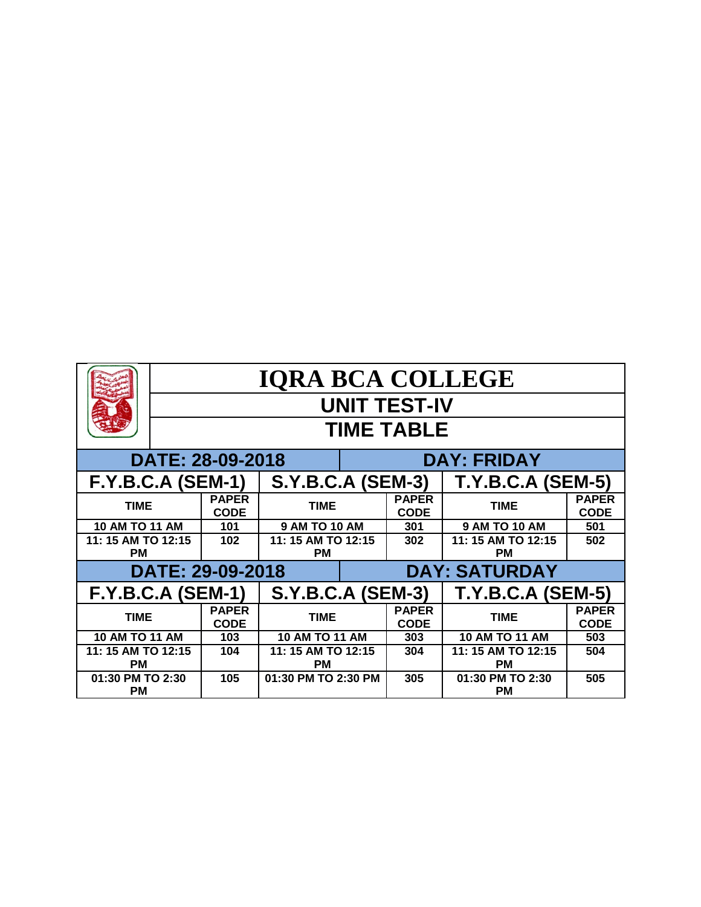# IQRA BCA COLLEGE

## UNIT TEST-IV

## TIME TABLE

| DATE: 28-09-2018 | | | | DAY: FRIDAY | |
|---|---|---|---|---|---|
| **F.Y.B.C.A (SEM-1)** | | **S.Y.B.C.A (SEM-3)** | | **T.Y.B.C.A (SEM-5)** | |
| **TIME** | **PAPER CODE** | **TIME** | **PAPER CODE** | **TIME** | **PAPER CODE** |
| 10 AM TO 11 AM | 101 | 9 AM TO 10 AM | 301 | 9 AM TO 10 AM | 501 |
| 11: 15 AM TO 12:15 PM | 102 | 11: 15 AM TO 12:15 PM | 302 | 11: 15 AM TO 12:15 PM | 502 |

| DATE: 29-09-2018 | | | | DAY: SATURDAY | |
|---|---|---|---|---|---|
| **F.Y.B.C.A (SEM-1)** | | **S.Y.B.C.A (SEM-3)** | | **T.Y.B.C.A (SEM-5)** | |
| **TIME** | **PAPER CODE** | **TIME** | **PAPER CODE** | **TIME** | **PAPER CODE** |
| 10 AM TO 11 AM | 103 | 10 AM TO 11 AM | 303 | 10 AM TO 11 AM | 503 |
| 11: 15 AM TO 12:15 PM | 104 | 11: 15 AM TO 12:15 PM | 304 | 11: 15 AM TO 12:15 PM | 504 |
| 01:30 PM TO 2:30 PM | 105 | 01:30 PM TO 2:30 PM | 305 | 01:30 PM TO 2:30 PM | 505 |